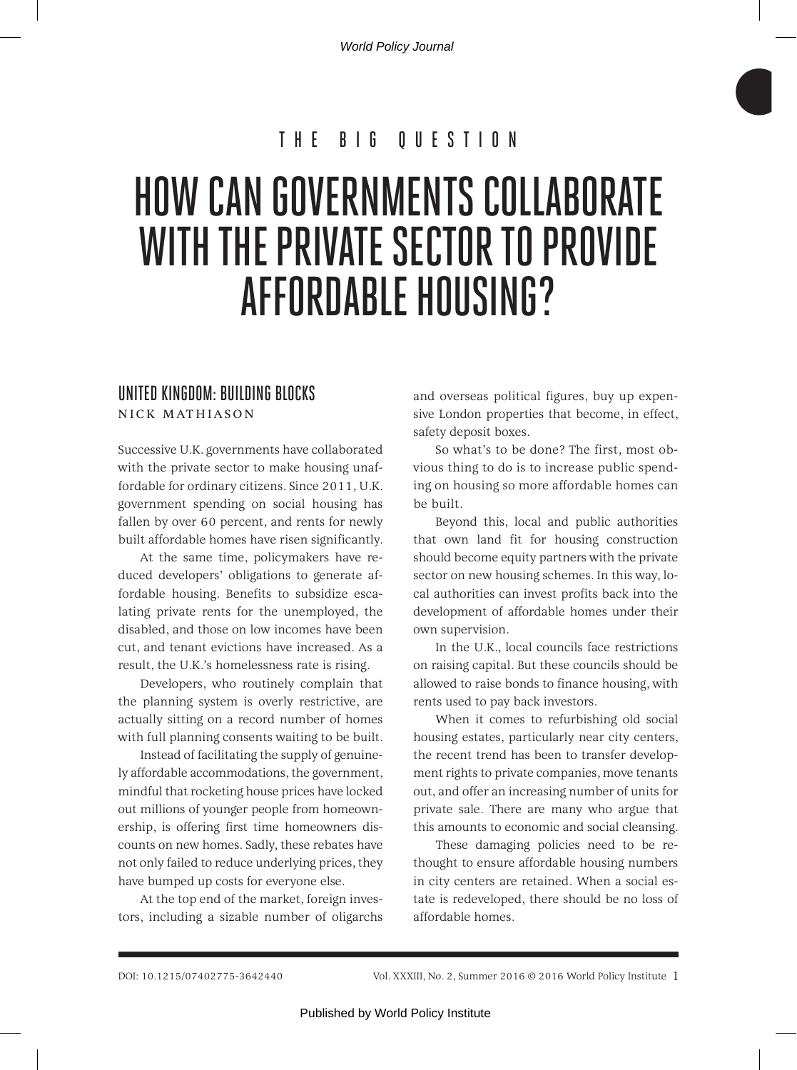THE BIG QUESTION

# HOW CAN GOVERNMENTS COLLABORATE WITH THE PRIVATE SECTOR TO PROVIDE AFFORDABLE HOUSING?

## UNITED KINGDOM: BUILDING BLOCKS

NICK MATHIASON

Successive U.K. governments have collaborated with the private sector to make housing unaffordable for ordinary citizens. Since 2011, U.K. government spending on social housing has fallen by over 60 percent, and rents for newly built affordable homes have risen significantly.

At the same time, policymakers have reduced developers' obligations to generate affordable housing. Benefits to subsidize escalating private rents for the unemployed, the disabled, and those on low incomes have been cut, and tenant evictions have increased. As a result, the U.K.'s homelessness rate is rising.

Developers, who routinely complain that the planning system is overly restrictive, are actually sitting on a record number of homes with full planning consents waiting to be built.

Instead of facilitating the supply of genuinely affordable accommodations, the government, mindful that rocketing house prices have locked out millions of younger people from homeownership, is offering first time homeowners discounts on new homes. Sadly, these rebates have not only failed to reduce underlying prices, they have bumped up costs for everyone else.

At the top end of the market, foreign investors, including a sizable number of oligarchs and overseas political figures, buy up expensive London properties that become, in effect, safety deposit boxes.

So what's to be done? The first, most obvious thing to do is to increase public spending on housing so more affordable homes can be built.

Beyond this, local and public authorities that own land fit for housing construction should become equity partners with the private sector on new housing schemes. In this way, local authorities can invest profits back into the development of affordable homes under their own supervision.

In the U.K., local councils face restrictions on raising capital. But these councils should be allowed to raise bonds to finance housing, with rents used to pay back investors.

When it comes to refurbishing old social housing estates, particularly near city centers, the recent trend has been to transfer development rights to private companies, move tenants out, and offer an increasing number of units for private sale. There are many who argue that this amounts to economic and social cleansing.

These damaging policies need to be rethought to ensure affordable housing numbers in city centers are retained. When a social estate is redeveloped, there should be no loss of affordable homes.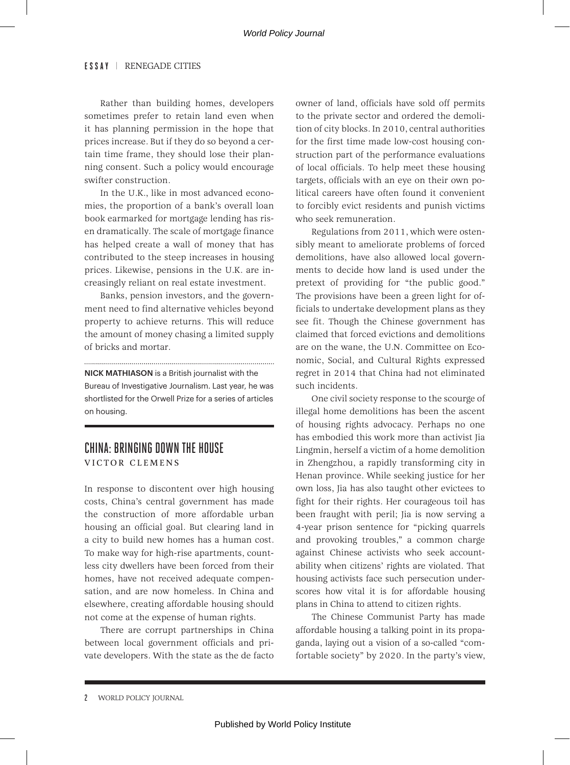Rather than building homes, developers sometimes prefer to retain land even when it has planning permission in the hope that prices increase. But if they do so beyond a certain time frame, they should lose their planning consent. Such a policy would encourage swifter construction.

In the U.K., like in most advanced economies, the proportion of a bank's overall loan book earmarked for mortgage lending has risen dramatically. The scale of mortgage finance has helped create a wall of money that has contributed to the steep increases in housing prices. Likewise, pensions in the U.K. are increasingly reliant on real estate investment.

Banks, pension investors, and the government need to find alternative vehicles beyond property to achieve returns. This will reduce the amount of money chasing a limited supply of bricks and mortar.

---

**NICK MATHIASON** is a British journalist with the Bureau of Investigative Journalism. Last year, he was shortlisted for the Orwell Prize for a series of articles on housing.

## CHINA: BRINGING DOWN THE HOUSE

VICTOR CLEMENS

In response to discontent over high housing costs, China's central government has made the construction of more affordable urban housing an official goal. But clearing land in a city to build new homes has a human cost. To make way for high-rise apartments, countless city dwellers have been forced from their homes, have not received adequate compensation, and are now homeless. In China and elsewhere, creating affordable housing should not come at the expense of human rights.

There are corrupt partnerships in China between local government officials and private developers. With the state as the de facto owner of land, officials have sold off permits to the private sector and ordered the demolition of city blocks. In 2010, central authorities for the first time made low-cost housing construction part of the performance evaluations of local officials. To help meet these housing targets, officials with an eye on their own political careers have often found it convenient to forcibly evict residents and punish victims who seek remuneration.

Regulations from 2011, which were ostensibly meant to ameliorate problems of forced demolitions, have also allowed local governments to decide how land is used under the pretext of providing for "the public good." The provisions have been a green light for officials to undertake development plans as they see fit. Though the Chinese government has claimed that forced evictions and demolitions are on the wane, the U.N. Committee on Economic, Social, and Cultural Rights expressed regret in 2014 that China had not eliminated such incidents.

One civil society response to the scourge of illegal home demolitions has been the ascent of housing rights advocacy. Perhaps no one has embodied this work more than activist Jia Lingmin, herself a victim of a home demolition in Zhengzhou, a rapidly transforming city in Henan province. While seeking justice for her own loss, Jia has also taught other evictees to fight for their rights. Her courageous toil has been fraught with peril; Jia is now serving a 4-year prison sentence for "picking quarrels and provoking troubles," a common charge against Chinese activists who seek accountability when citizens' rights are violated. That housing activists face such persecution underscores how vital it is for affordable housing plans in China to attend to citizen rights.

The Chinese Communist Party has made affordable housing a talking point in its propaganda, laying out a vision of a so-called "comfortable society" by 2020. In the party's view,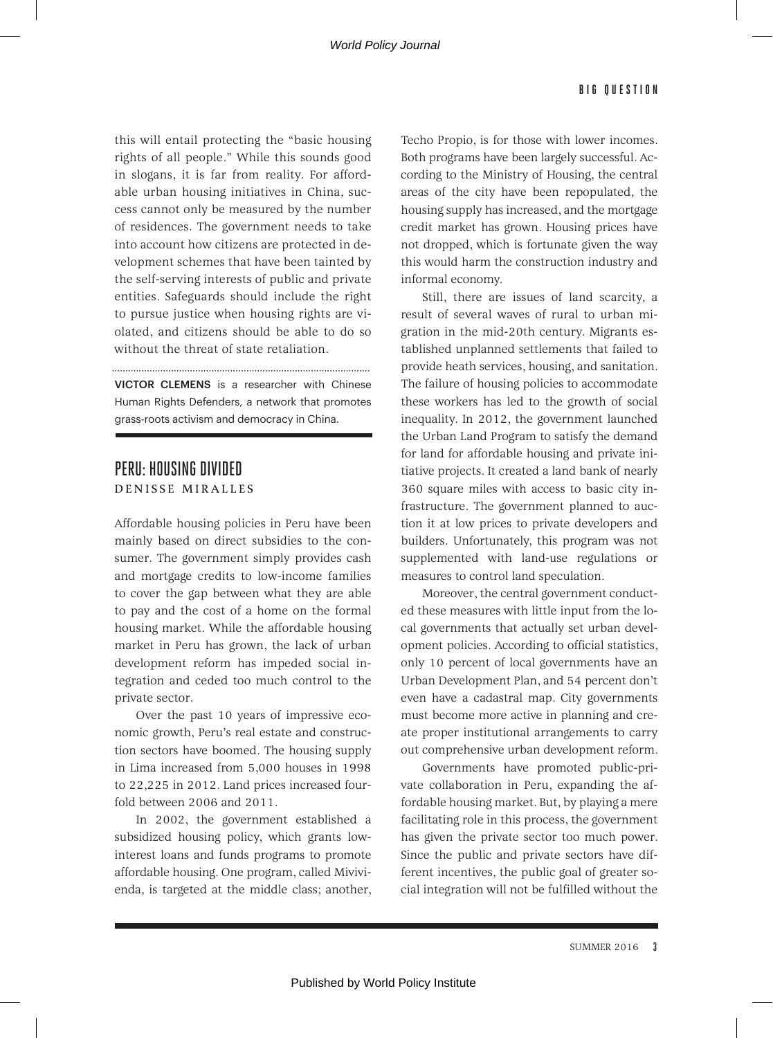this will entail protecting the "basic housing rights of all people." While this sounds good in slogans, it is far from reality. For affordable urban housing initiatives in China, success cannot only be measured by the number of residences. The government needs to take into account how citizens are protected in development schemes that have been tainted by the self-serving interests of public and private entities. Safeguards should include the right to pursue justice when housing rights are violated, and citizens should be able to do so without the threat of state retaliation.

**VICTOR CLEMENS** is a researcher with Chinese Human Rights Defenders, a network that promotes grass-roots activism and democracy in China.

## PERU: HOUSING DIVIDED

DENISSE MIRALLES

Affordable housing policies in Peru have been mainly based on direct subsidies to the consumer. The government simply provides cash and mortgage credits to low-income families to cover the gap between what they are able to pay and the cost of a home on the formal housing market. While the affordable housing market in Peru has grown, the lack of urban development reform has impeded social integration and ceded too much control to the private sector.

Over the past 10 years of impressive economic growth, Peru's real estate and construction sectors have boomed. The housing supply in Lima increased from 5,000 houses in 1998 to 22,225 in 2012. Land prices increased fourfold between 2006 and 2011.

In 2002, the government established a subsidized housing policy, which grants low-interest loans and funds programs to promote affordable housing. One program, called Mivivienda, is targeted at the middle class; another, Techo Propio, is for those with lower incomes. Both programs have been largely successful. According to the Ministry of Housing, the central areas of the city have been repopulated, the housing supply has increased, and the mortgage credit market has grown. Housing prices have not dropped, which is fortunate given the way this would harm the construction industry and informal economy.

Still, there are issues of land scarcity, a result of several waves of rural to urban migration in the mid-20th century. Migrants established unplanned settlements that failed to provide heath services, housing, and sanitation. The failure of housing policies to accommodate these workers has led to the growth of social inequality. In 2012, the government launched the Urban Land Program to satisfy the demand for land for affordable housing and private initiative projects. It created a land bank of nearly 360 square miles with access to basic city infrastructure. The government planned to auction it at low prices to private developers and builders. Unfortunately, this program was not supplemented with land-use regulations or measures to control land speculation.

Moreover, the central government conducted these measures with little input from the local governments that actually set urban development policies. According to official statistics, only 10 percent of local governments have an Urban Development Plan, and 54 percent don't even have a cadastral map. City governments must become more active in planning and create proper institutional arrangements to carry out comprehensive urban development reform.

Governments have promoted public-private collaboration in Peru, expanding the affordable housing market. But, by playing a mere facilitating role in this process, the government has given the private sector too much power. Since the public and private sectors have different incentives, the public goal of greater social integration will not be fulfilled without the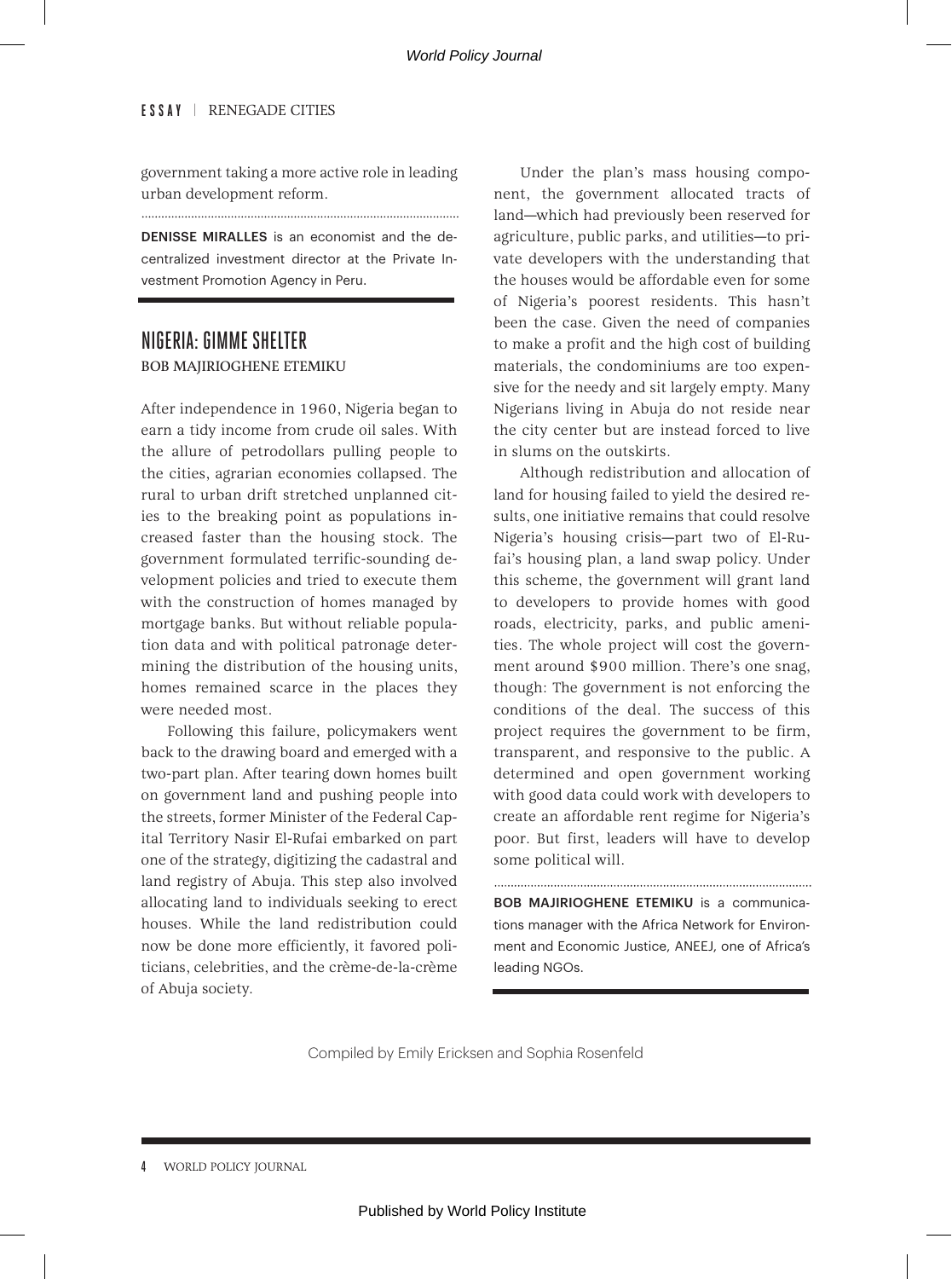government taking a more active role in leading urban development reform.

**DENISSE MIRALLES** is an economist and the decentralized investment director at the Private Investment Promotion Agency in Peru.

## NIGERIA: GIMME SHELTER

BOB MAJIRIOGHENE ETEMIKU

After independence in 1960, Nigeria began to earn a tidy income from crude oil sales. With the allure of petrodollars pulling people to the cities, agrarian economies collapsed. The rural to urban drift stretched unplanned cities to the breaking point as populations increased faster than the housing stock. The government formulated terrific-sounding development policies and tried to execute them with the construction of homes managed by mortgage banks. But without reliable population data and with political patronage determining the distribution of the housing units, homes remained scarce in the places they were needed most.

Following this failure, policymakers went back to the drawing board and emerged with a two-part plan. After tearing down homes built on government land and pushing people into the streets, former Minister of the Federal Capital Territory Nasir El-Rufai embarked on part one of the strategy, digitizing the cadastral and land registry of Abuja. This step also involved allocating land to individuals seeking to erect houses. While the land redistribution could now be done more efficiently, it favored politicians, celebrities, and the crème-de-la-crème of Abuja society.

Under the plan's mass housing component, the government allocated tracts of land—which had previously been reserved for agriculture, public parks, and utilities—to private developers with the understanding that the houses would be affordable even for some of Nigeria's poorest residents. This hasn't been the case. Given the need of companies to make a profit and the high cost of building materials, the condominiums are too expensive for the needy and sit largely empty. Many Nigerians living in Abuja do not reside near the city center but are instead forced to live in slums on the outskirts.

Although redistribution and allocation of land for housing failed to yield the desired results, one initiative remains that could resolve Nigeria's housing crisis—part two of El-Rufai's housing plan, a land swap policy. Under this scheme, the government will grant land to developers to provide homes with good roads, electricity, parks, and public amenities. The whole project will cost the government around $900 million. There's one snag, though: The government is not enforcing the conditions of the deal. The success of this project requires the government to be firm, transparent, and responsive to the public. A determined and open government working with good data could work with developers to create an affordable rent regime for Nigeria's poor. But first, leaders will have to develop some political will.

**BOB MAJIRIOGHENE ETEMIKU** is a communications manager with the Africa Network for Environment and Economic Justice, ANEEJ, one of Africa's leading NGOs.

Compiled by Emily Ericksen and Sophia Rosenfeld